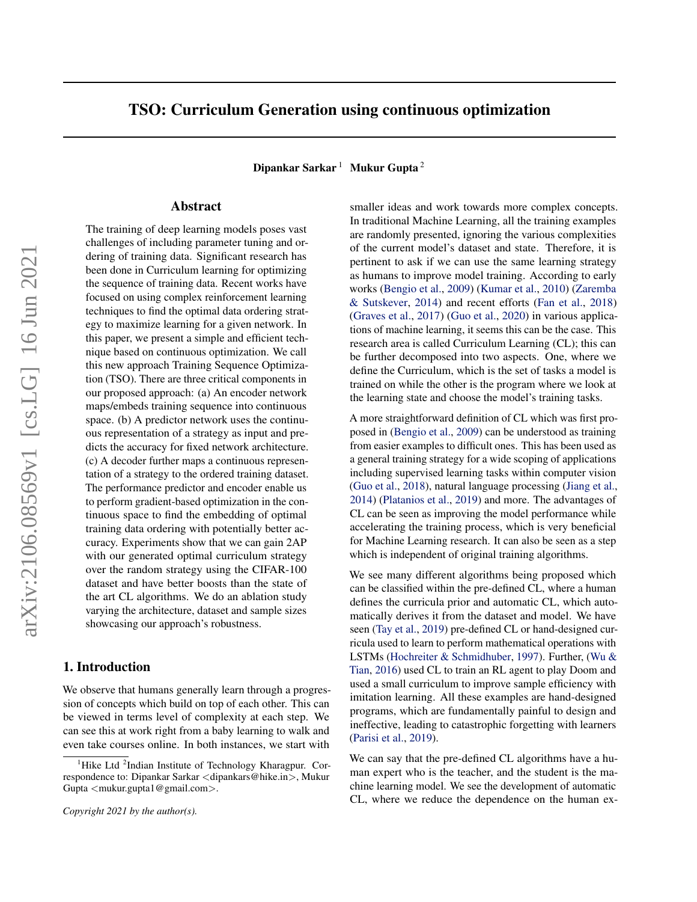# TSO: Curriculum Generation using continuous optimization

**Dipankar Sarkar** [1] **Mukur Gupta** [2]

## Abstract

The training of deep learning models poses vast challenges of including parameter tuning and ordering of training data. Significant research has been done in Curriculum learning for optimizing the sequence of training data. Recent works have focused on using complex reinforcement learning techniques to find the optimal data ordering strategy to maximize learning for a given network. In this paper, we present a simple and efficient technique based on continuous optimization. We call this new approach Training Sequence Optimization (TSO). There are three critical components in our proposed approach: (a) An encoder network maps/embeds training sequence into continuous space. (b) A predictor network uses the continuous representation of a strategy as input and predicts the accuracy for fixed network architecture. (c) A decoder further maps a continuous representation of a strategy to the ordered training dataset. The performance predictor and encoder enable us to perform gradient-based optimization in the continuous space to find the embedding of optimal training data ordering with potentially better accuracy. Experiments show that we can gain 2AP with our generated optimal curriculum strategy over the random strategy using the CIFAR-100 dataset and have better boosts than the state of the art CL algorithms. We do an ablation study varying the architecture, dataset and sample sizes showcasing our approach's robustness.

## 1. Introduction

We observe that humans generally learn through a progression of concepts which build on top of each other. This can be viewed in terms level of complexity at each step. We can see this at work right from a baby learning to walk and even take courses online. In both instances, we start with smaller ideas and work towards more complex concepts. In traditional Machine Learning, all the training examples are randomly presented, ignoring the various complexities of the current model's dataset and state. Therefore, it is pertinent to ask if we can use the same learning strategy as humans to improve model training. According to early works (Bengio et al., 2009) (Kumar et al., 2010) (Zaremba & Sutskever, 2014) and recent efforts (Fan et al., 2018) (Graves et al., 2017) (Guo et al., 2020) in various applications of machine learning, it seems this can be the case. This research area is called Curriculum Learning (CL); this can be further decomposed into two aspects. One, where we define the Curriculum, which is the set of tasks a model is trained on while the other is the program where we look at the learning state and choose the model's training tasks.

A more straightforward definition of CL which was first proposed in (Bengio et al., 2009) can be understood as training from easier examples to difficult ones. This has been used as a general training strategy for a wide scoping of applications including supervised learning tasks within computer vision (Guo et al., 2018), natural language processing (Jiang et al., 2014) (Platanios et al., 2019) and more. The advantages of CL can be seen as improving the model performance while accelerating the training process, which is very beneficial for Machine Learning research. It can also be seen as a step which is independent of original training algorithms.

We see many different algorithms being proposed which can be classified within the pre-defined CL, where a human defines the curricula prior and automatic CL, which automatically derives it from the dataset and model. We have seen (Tay et al., 2019) pre-defined CL or hand-designed curricula used to learn to perform mathematical operations with LSTMs (Hochreiter & Schmidhuber, 1997). Further, (Wu & Tian, 2016) used CL to train an RL agent to play Doom and used a small curriculum to improve sample efficiency with imitation learning. All these examples are hand-designed programs, which are fundamentally painful to design and ineffective, leading to catastrophic forgetting with learners (Parisi et al., 2019).

We can say that the pre-defined CL algorithms have a human expert who is the teacher, and the student is the machine learning model. We see the development of automatic CL, where we reduce the dependence on the human ex-

[1] Hike Ltd [2] Indian Institute of Technology Kharagpur. Correspondence to: Dipankar Sarkar <dipankars@hike.in>, Mukur Gupta <mukur.gupta1@gmail.com>.

*Copyright 2021 by the author(s).*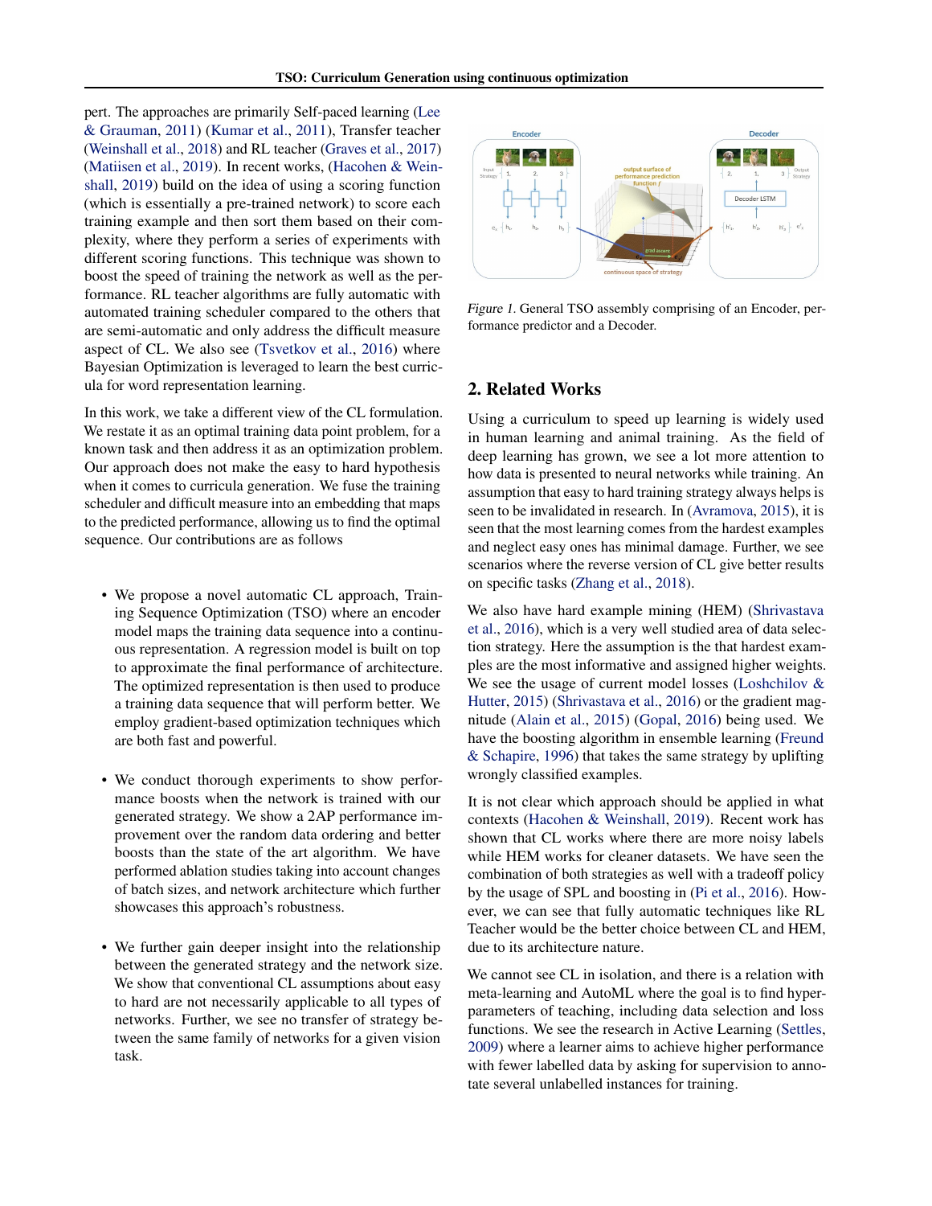pert. The approaches are primarily Self-paced learning (Lee & Grauman, 2011) (Kumar et al., 2011), Transfer teacher (Weinshall et al., 2018) and RL teacher (Graves et al., 2017) (Matiisen et al., 2019). In recent works, (Hacohen & Weinshall, 2019) build on the idea of using a scoring function (which is essentially a pre-trained network) to score each training example and then sort them based on their complexity, where they perform a series of experiments with different scoring functions. This technique was shown to boost the speed of training the network as well as the performance. RL teacher algorithms are fully automatic with automated training scheduler compared to the others that are semi-automatic and only address the difficult measure aspect of CL. We also see (Tsvetkov et al., 2016) where Bayesian Optimization is leveraged to learn the best curricula for word representation learning.

In this work, we take a different view of the CL formulation. We restate it as an optimal training data point problem, for a known task and then address it as an optimization problem. Our approach does not make the easy to hard hypothesis when it comes to curricula generation. We fuse the training scheduler and difficult measure into an embedding that maps to the predicted performance, allowing us to find the optimal sequence. Our contributions are as follows

- We propose a novel automatic CL approach, Training Sequence Optimization (TSO) where an encoder model maps the training data sequence into a continuous representation. A regression model is built on top to approximate the final performance of architecture. The optimized representation is then used to produce a training data sequence that will perform better. We employ gradient-based optimization techniques which are both fast and powerful.

- We conduct thorough experiments to show performance boosts when the network is trained with our generated strategy. We show a 2AP performance improvement over the random data ordering and better boosts than the state of the art algorithm. We have performed ablation studies taking into account changes of batch sizes, and network architecture which further showcases this approach's robustness.

- We further gain deeper insight into the relationship between the generated strategy and the network size. We show that conventional CL assumptions about easy to hard are not necessarily applicable to all types of networks. Further, we see no transfer of strategy between the same family of networks for a given vision task.

*Figure 1.* General TSO assembly comprising of an Encoder, performance predictor and a Decoder.

## 2. Related Works

Using a curriculum to speed up learning is widely used in human learning and animal training. As the field of deep learning has grown, we see a lot more attention to how data is presented to neural networks while training. An assumption that easy to hard training strategy always helps is seen to be invalidated in research. In (Avramova, 2015), it is seen that the most learning comes from the hardest examples and neglect easy ones has minimal damage. Further, we see scenarios where the reverse version of CL give better results on specific tasks (Zhang et al., 2018).

We also have hard example mining (HEM) (Shrivastava et al., 2016), which is a very well studied area of data selection strategy. Here the assumption is the that hardest examples are the most informative and assigned higher weights. We see the usage of current model losses (Loshchilov & Hutter, 2015) (Shrivastava et al., 2016) or the gradient magnitude (Alain et al., 2015) (Gopal, 2016) being used. We have the boosting algorithm in ensemble learning (Freund & Schapire, 1996) that takes the same strategy by uplifting wrongly classified examples.

It is not clear which approach should be applied in what contexts (Hacohen & Weinshall, 2019). Recent work has shown that CL works where there are more noisy labels while HEM works for cleaner datasets. We have seen the combination of both strategies as well with a tradeoff policy by the usage of SPL and boosting in (Pi et al., 2016). However, we can see that fully automatic techniques like RL Teacher would be the better choice between CL and HEM, due to its architecture nature.

We cannot see CL in isolation, and there is a relation with meta-learning and AutoML where the goal is to find hyper-parameters of teaching, including data selection and loss functions. We see the research in Active Learning (Settles, 2009) where a learner aims to achieve higher performance with fewer labelled data by asking for supervision to annotate several unlabelled instances for training.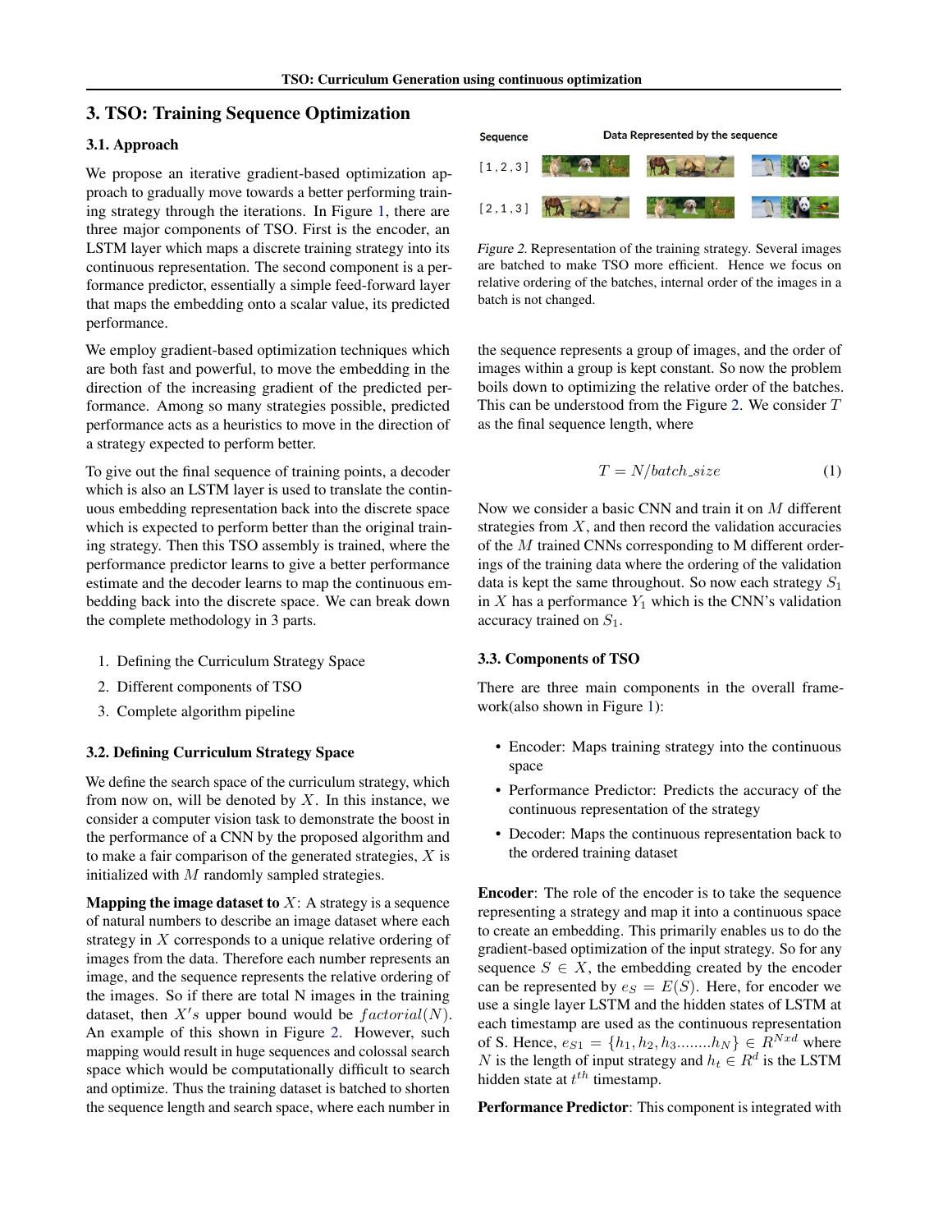## 3. TSO: Training Sequence Optimization

### 3.1. Approach

We propose an iterative gradient-based optimization approach to gradually move towards a better performing training strategy through the iterations. In Figure 1, there are three major components of TSO. First is the encoder, an LSTM layer which maps a discrete training strategy into its continuous representation. The second component is a performance predictor, essentially a simple feed-forward layer that maps the embedding onto a scalar value, its predicted performance.

We employ gradient-based optimization techniques which are both fast and powerful, to move the embedding in the direction of the increasing gradient of the predicted performance. Among so many strategies possible, predicted performance acts as a heuristics to move in the direction of a strategy expected to perform better.

To give out the final sequence of training points, a decoder which is also an LSTM layer is used to translate the continuous embedding representation back into the discrete space which is expected to perform better than the original training strategy. Then this TSO assembly is trained, where the performance predictor learns to give a better performance estimate and the decoder learns to map the continuous embedding back into the discrete space. We can break down the complete methodology in 3 parts.

1. Defining the Curriculum Strategy Space
2. Different components of TSO
3. Complete algorithm pipeline

### 3.2. Defining Curriculum Strategy Space

We define the search space of the curriculum strategy, which from now on, will be denoted by $X$. In this instance, we consider a computer vision task to demonstrate the boost in the performance of a CNN by the proposed algorithm and to make a fair comparison of the generated strategies, $X$ is initialized with $M$ randomly sampled strategies.

**Mapping the image dataset to** $X$: A strategy is a sequence of natural numbers to describe an image dataset where each strategy in $X$ corresponds to a unique relative ordering of images from the data. Therefore each number represents an image, and the sequence represents the relative ordering of the images. So if there are total N images in the training dataset, then $X's$ upper bound would be $factorial(N)$. An example of this shown in Figure 2. However, such mapping would result in huge sequences and colossal search space which would be computationally difficult to search and optimize. Thus the training dataset is batched to shorten the sequence length and search space, where each number in the sequence represents a group of images, and the order of images within a group is kept constant. So now the problem boils down to optimizing the relative order of the batches. This can be understood from the Figure 2. We consider $T$ as the final sequence length, where

$$T = N/batch\_size \tag{1}$$

Now we consider a basic CNN and train it on $M$ different strategies from $X$, and then record the validation accuracies of the $M$ trained CNNs corresponding to M different orderings of the training data where the ordering of the validation data is kept the same throughout. So now each strategy $S_1$ in $X$ has a performance $Y_1$ which is the CNN's validation accuracy trained on $S_1$.

Figure 2. Representation of the training strategy. Several images are batched to make TSO more efficient. Hence we focus on relative ordering of the batches, internal order of the images in a batch is not changed.

### 3.3. Components of TSO

There are three main components in the overall framework(also shown in Figure 1):

- Encoder: Maps training strategy into the continuous space
- Performance Predictor: Predicts the accuracy of the continuous representation of the strategy
- Decoder: Maps the continuous representation back to the ordered training dataset

**Encoder**: The role of the encoder is to take the sequence representing a strategy and map it into a continuous space to create an embedding. This primarily enables us to do the gradient-based optimization of the input strategy. So for any sequence $S \in X$, the embedding created by the encoder can be represented by $e_S = E(S)$. Here, for encoder we use a single layer LSTM and the hidden states of LSTM at each timestamp are used as the continuous representation of S. Hence, $e_{S1} = \{h_1, h_2, h_3........h_N\} \in R^{Nxd}$ where $N$ is the length of input strategy and $h_t \in R^d$ is the LSTM hidden state at $t^{th}$ timestamp.

**Performance Predictor**: This component is integrated with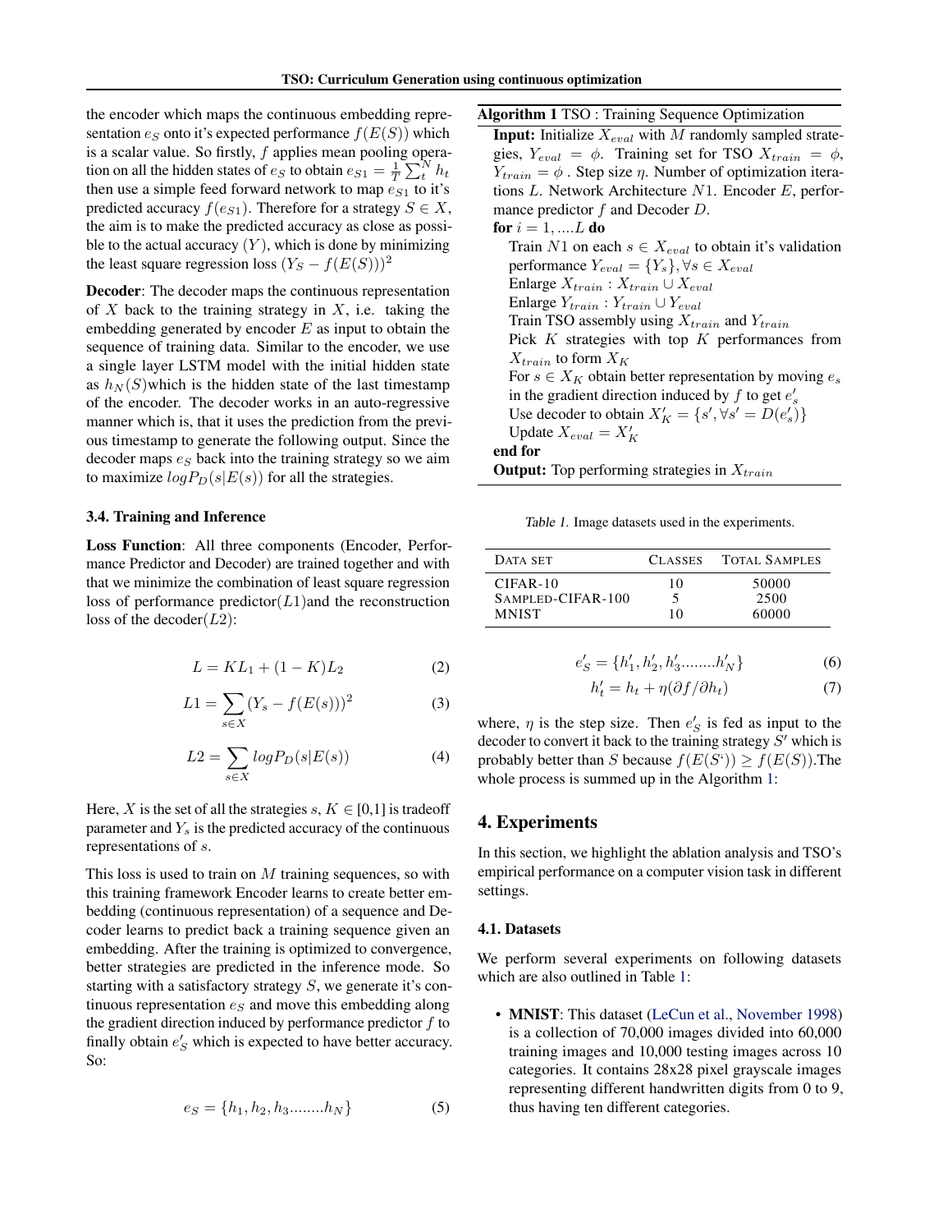the encoder which maps the continuous embedding representation $e_S$ onto it's expected performance $f(E(S))$ which is a scalar value. So firstly, $f$ applies mean pooling operation on all the hidden states of $e_S$ to obtain $e_{S1} = \frac{1}{T}\sum_t^N h_t$ then use a simple feed forward network to map $e_{S1}$ to it's predicted accuracy $f(e_{S1})$. Therefore for a strategy $S \in X$, the aim is to make the predicted accuracy as close as possible to the actual accuracy $(Y)$, which is done by minimizing the least square regression loss $(Y_S - f(E(S)))^2$

**Decoder**: The decoder maps the continuous representation of $X$ back to the training strategy in $X$, i.e. taking the embedding generated by encoder $E$ as input to obtain the sequence of training data. Similar to the encoder, we use a single layer LSTM model with the initial hidden state as $h_N(S)$which is the hidden state of the last timestamp of the encoder. The decoder works in an auto-regressive manner which is, that it uses the prediction from the previous timestamp to generate the following output. Since the decoder maps $e_S$ back into the training strategy so we aim to maximize $logP_D(s|E(s))$ for all the strategies.

### 3.4. Training and Inference

**Loss Function**: All three components (Encoder, Performance Predictor and Decoder) are trained together and with that we minimize the combination of least square regression loss of performance predictor($L1$)and the reconstruction loss of the decoder($L2$):

$$L = KL_1 + (1 - K)L_2 \tag{2}$$

$$L1 = \sum_{s \in X} (Y_s - f(E(s)))^2 \tag{3}$$

$$L2 = \sum_{s \in X} logP_D(s|E(s)) \tag{4}$$

Here, $X$ is the set of all the strategies $s$, $K \in [0,1]$ is tradeoff parameter and $Y_s$ is the predicted accuracy of the continuous representations of $s$.

This loss is used to train on $M$ training sequences, so with this training framework Encoder learns to create better embedding (continuous representation) of a sequence and Decoder learns to predict back a training sequence given an embedding. After the training is optimized to convergence, better strategies are predicted in the inference mode. So starting with a satisfactory strategy $S$, we generate it's continuous representation $e_S$ and move this embedding along the gradient direction induced by performance predictor $f$ to finally obtain $e'_S$ which is expected to have better accuracy. So:

$$e_S = \{h_1, h_2, h_3........h_N\} \tag{5}$$

**Algorithm 1** TSO : Training Sequence Optimization

**Input:** Initialize $X_{eval}$ with $M$ randomly sampled strategies, $Y_{eval} = \phi$. Training set for TSO $X_{train} = \phi$, $Y_{train} = \phi$ . Step size $\eta$. Number of optimization iterations $L$. Network Architecture $N1$. Encoder $E$, performance predictor $f$ and Decoder $D$.
**for** $i = 1, ....L$ **do**
  Train $N1$ on each $s \in X_{eval}$ to obtain it's validation performance $Y_{eval} = \{Y_s\}, \forall s \in X_{eval}$
  Enlarge $X_{train}$ : $X_{train} \cup X_{eval}$
  Enlarge $Y_{train}$ : $Y_{train} \cup Y_{eval}$
  Train TSO assembly using $X_{train}$ and $Y_{train}$
  Pick $K$ strategies with top $K$ performances from $X_{train}$ to form $X_K$
  For $s \in X_K$ obtain better representation by moving $e_s$ in the gradient direction induced by $f$ to get $e'_s$
  Use decoder to obtain $X'_K = \{s', \forall s' = D(e'_s)\}$
  Update $X_{eval} = X'_K$
**end for**
**Output:** Top performing strategies in $X_{train}$

Table 1. Image datasets used in the experiments.

| Data set | Classes | Total Samples |
|---|---|---|
| CIFAR-10 | 10 | 50000 |
| Sampled-CIFAR-100 | 5 | 2500 |
| MNIST | 10 | 60000 |

$$e'_S = \{h'_1, h'_2, h'_3........h'_N\} \tag{6}$$

$$h'_t = h_t + \eta(\partial f / \partial h_t) \tag{7}$$

where, $\eta$ is the step size. Then $e'_S$ is fed as input to the decoder to convert it back to the training strategy $S'$ which is probably better than $S$ because $f(E(S')) \geq f(E(S))$.The whole process is summed up in the Algorithm 1:

## 4. Experiments

In this section, we highlight the ablation analysis and TSO's empirical performance on a computer vision task in different settings.

### 4.1. Datasets

We perform several experiments on following datasets which are also outlined in Table 1:

- **MNIST**: This dataset (LeCun et al., November 1998) is a collection of 70,000 images divided into 60,000 training images and 10,000 testing images across 10 categories. It contains 28x28 pixel grayscale images representing different handwritten digits from 0 to 9, thus having ten different categories.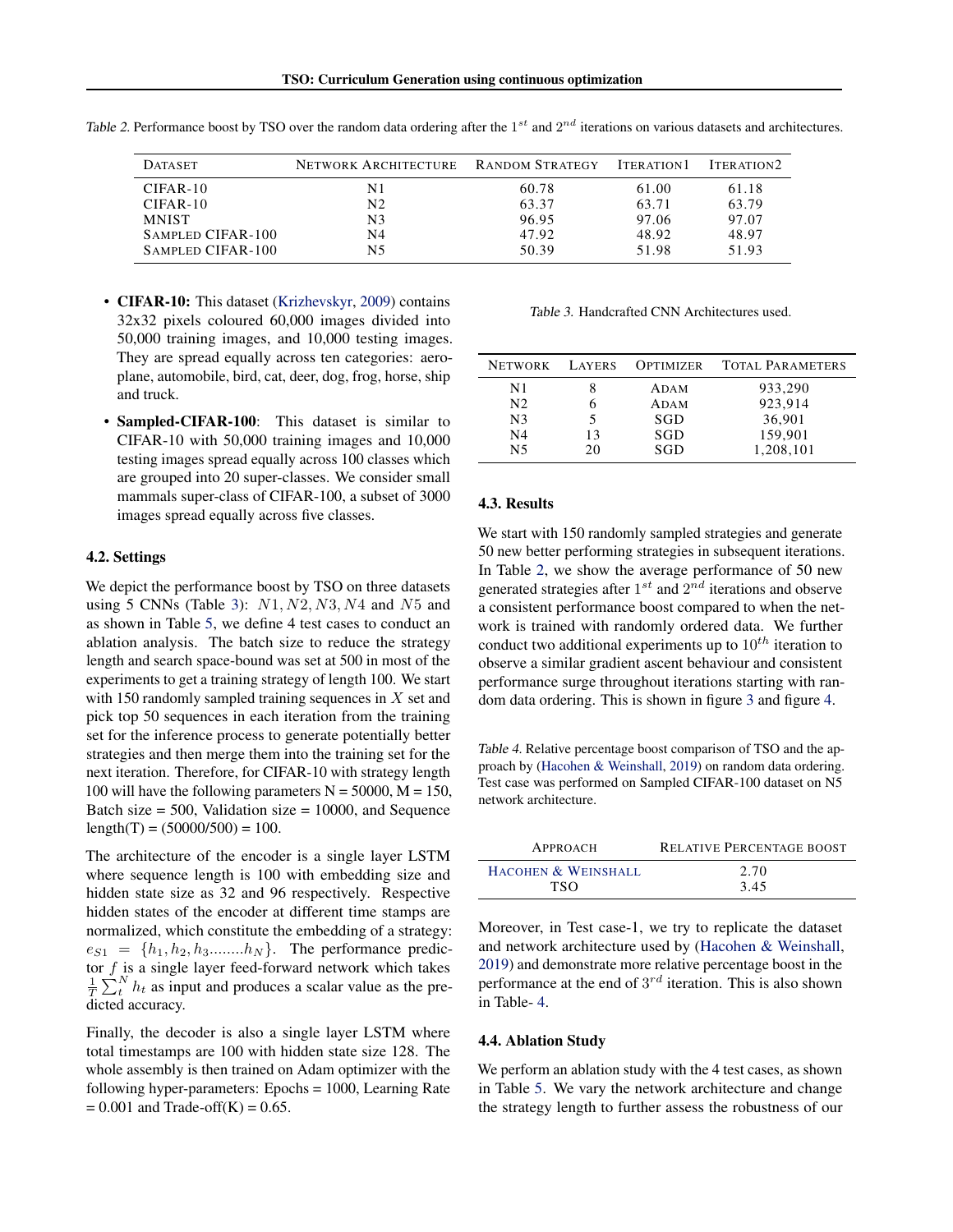Table 2. Performance boost by TSO over the random data ordering after the $1^{st}$ and $2^{nd}$ iterations on various datasets and architectures.

| Dataset | Network Architecture | Random Strategy | Iteration1 | Iteration2 |
|---|---|---|---|---|
| CIFAR-10 | N1 | 60.78 | 61.00 | 61.18 |
| CIFAR-10 | N2 | 63.37 | 63.71 | 63.79 |
| MNIST | N3 | 96.95 | 97.06 | 97.07 |
| Sampled CIFAR-100 | N4 | 47.92 | 48.92 | 48.97 |
| Sampled CIFAR-100 | N5 | 50.39 | 51.98 | 51.93 |

- **CIFAR-10:** This dataset (Krizhevskyr, 2009) contains 32x32 pixels coloured 60,000 images divided into 50,000 training images, and 10,000 testing images. They are spread equally across ten categories: aeroplane, automobile, bird, cat, deer, dog, frog, horse, ship and truck.
- **Sampled-CIFAR-100**: This dataset is similar to CIFAR-10 with 50,000 training images and 10,000 testing images spread equally across 100 classes which are grouped into 20 super-classes. We consider small mammals super-class of CIFAR-100, a subset of 3000 images spread equally across five classes.

### 4.2. Settings

We depict the performance boost by TSO on three datasets using 5 CNNs (Table 3): $N1, N2, N3, N4$ and $N5$ and as shown in Table 5, we define 4 test cases to conduct an ablation analysis. The batch size to reduce the strategy length and search space-bound was set at 500 in most of the experiments to get a training strategy of length 100. We start with 150 randomly sampled training sequences in $X$ set and pick top 50 sequences in each iteration from the training set for the inference process to generate potentially better strategies and then merge them into the training set for the next iteration. Therefore, for CIFAR-10 with strategy length 100 will have the following parameters N = 50000, M = 150, Batch size = 500, Validation size = 10000, and Sequence length(T) = (50000/500) = 100.

The architecture of the encoder is a single layer LSTM where sequence length is 100 with embedding size and hidden state size as 32 and 96 respectively. Respective hidden states of the encoder at different time stamps are normalized, which constitute the embedding of a strategy: $e_{S1} = \{h_1, h_2, h_3........h_N\}$. The performance predictor $f$ is a single layer feed-forward network which takes $\frac{1}{T}\sum_t^N h_t$ as input and produces a scalar value as the predicted accuracy.

Finally, the decoder is also a single layer LSTM where total timestamps are 100 with hidden state size 128. The whole assembly is then trained on Adam optimizer with the following hyper-parameters: Epochs = 1000, Learning Rate = 0.001 and Trade-off(K) = 0.65.

Table 3. Handcrafted CNN Architectures used.

| Network | Layers | Optimizer | Total Parameters |
|---|---|---|---|
| N1 | 8 | Adam | 933,290 |
| N2 | 6 | Adam | 923,914 |
| N3 | 5 | SGD | 36,901 |
| N4 | 13 | SGD | 159,901 |
| N5 | 20 | SGD | 1,208,101 |

### 4.3. Results

We start with 150 randomly sampled strategies and generate 50 new better performing strategies in subsequent iterations. In Table 2, we show the average performance of 50 new generated strategies after $1^{st}$ and $2^{nd}$ iterations and observe a consistent performance boost compared to when the network is trained with randomly ordered data. We further conduct two additional experiments up to $10^{th}$ iteration to observe a similar gradient ascent behaviour and consistent performance surge throughout iterations starting with random data ordering. This is shown in figure 3 and figure 4.

Table 4. Relative percentage boost comparison of TSO and the approach by (Hacohen & Weinshall, 2019) on random data ordering. Test case was performed on Sampled CIFAR-100 dataset on N5 network architecture.

| Approach | Relative Percentage boost |
|---|---|
| Hacohen & Weinshall | 2.70 |
| TSO | 3.45 |

Moreover, in Test case-1, we try to replicate the dataset and network architecture used by (Hacohen & Weinshall, 2019) and demonstrate more relative percentage boost in the performance at the end of $3^{rd}$ iteration. This is also shown in Table- 4.

### 4.4. Ablation Study

We perform an ablation study with the 4 test cases, as shown in Table 5. We vary the network architecture and change the strategy length to further assess the robustness of our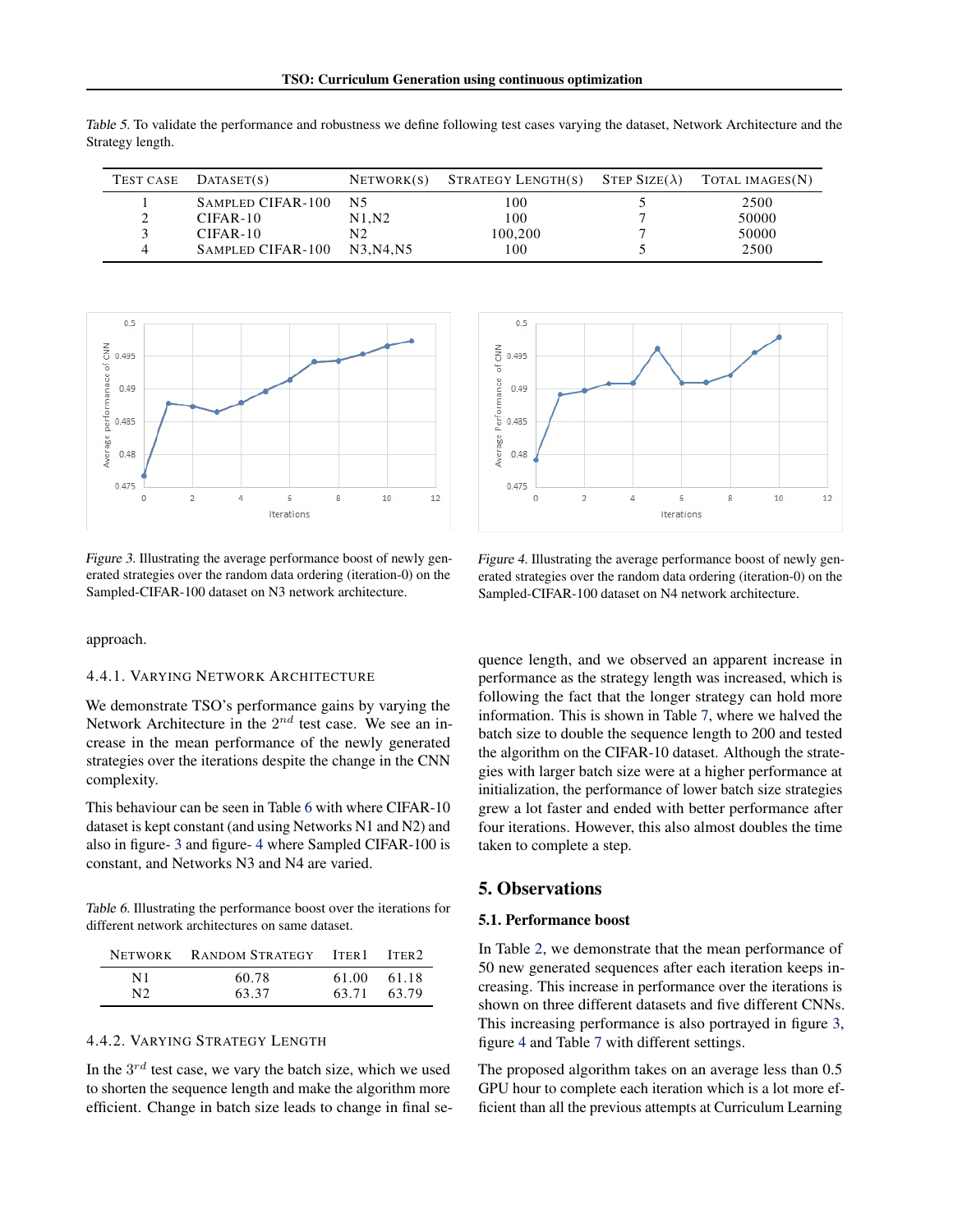Table 5. To validate the performance and robustness we define following test cases varying the dataset, Network Architecture and the Strategy length.

| Test case | Dataset(s) | Network(s) | Strategy Length(s) | Step Size($\lambda$) | Total Images(N) |
|---|---|---|---|---|---|
| 1 | Sampled CIFAR-100 | N5 | 100 | 5 | 2500 |
| 2 | CIFAR-10 | N1,N2 | 100 | 7 | 50000 |
| 3 | CIFAR-10 | N2 | 100,200 | 7 | 50000 |
| 4 | Sampled CIFAR-100 | N3,N4,N5 | 100 | 5 | 2500 |

Figure 3. Illustrating the average performance boost of newly generated strategies over the random data ordering (iteration-0) on the Sampled-CIFAR-100 dataset on N3 network architecture.

Figure 4. Illustrating the average performance boost of newly generated strategies over the random data ordering (iteration-0) on the Sampled-CIFAR-100 dataset on N4 network architecture.

approach.

#### 4.4.1. Varying Network Architecture

We demonstrate TSO's performance gains by varying the Network Architecture in the $2^{nd}$ test case. We see an increase in the mean performance of the newly generated strategies over the iterations despite the change in the CNN complexity.

This behaviour can be seen in Table 6 with where CIFAR-10 dataset is kept constant (and using Networks N1 and N2) and also in figure- 3 and figure- 4 where Sampled CIFAR-100 is constant, and Networks N3 and N4 are varied.

Table 6. Illustrating the performance boost over the iterations for different network architectures on same dataset.

| Network | Random Strategy | Iter1 | Iter2 |
|---|---|---|---|
| N1 | 60.78 | 61.00 | 61.18 |
| N2 | 63.37 | 63.71 | 63.79 |

#### 4.4.2. Varying Strategy Length

In the $3^{rd}$ test case, we vary the batch size, which we used to shorten the sequence length and make the algorithm more efficient. Change in batch size leads to change in final sequence length, and we observed an apparent increase in performance as the strategy length was increased, which is following the fact that the longer strategy can hold more information. This is shown in Table 7, where we halved the batch size to double the sequence length to 200 and tested the algorithm on the CIFAR-10 dataset. Although the strategies with larger batch size were at a higher performance at initialization, the performance of lower batch size strategies grew a lot faster and ended with better performance after four iterations. However, this also almost doubles the time taken to complete a step.

## 5. Observations

### 5.1. Performance boost

In Table 2, we demonstrate that the mean performance of 50 new generated sequences after each iteration keeps increasing. This increase in performance over the iterations is shown on three different datasets and five different CNNs. This increasing performance is also portrayed in figure 3, figure 4 and Table 7 with different settings.

The proposed algorithm takes on an average less than 0.5 GPU hour to complete each iteration which is a lot more efficient than all the previous attempts at Curriculum Learning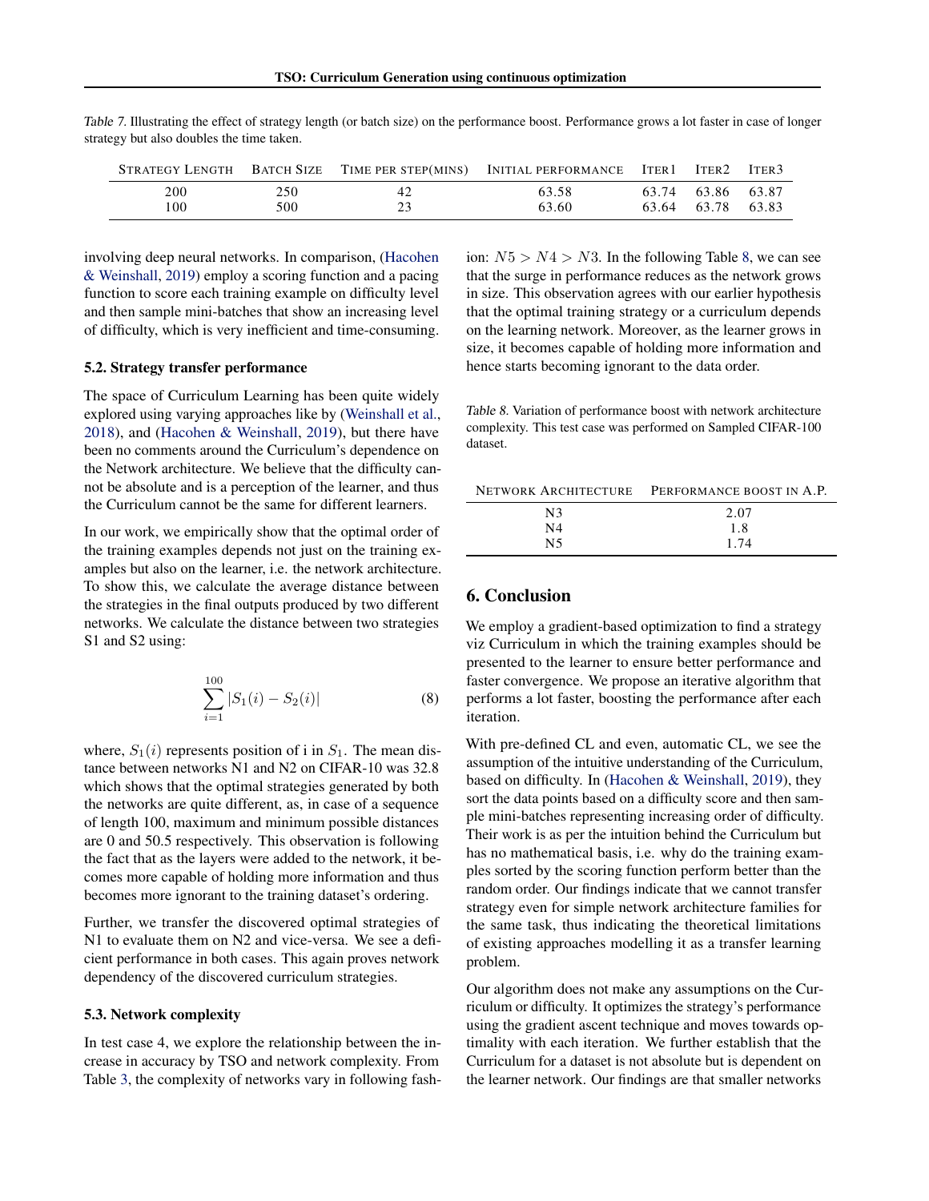Table 7. Illustrating the effect of strategy length (or batch size) on the performance boost. Performance grows a lot faster in case of longer strategy but also doubles the time taken.

| Strategy Length | Batch Size | Time per step(mins) | Initial performance | Iter1 | Iter2 | Iter3 |
|---|---|---|---|---|---|---|
| 200 | 250 | 42 | 63.58 | 63.74 | 63.86 | 63.87 |
| 100 | 500 | 23 | 63.60 | 63.64 | 63.78 | 63.83 |

involving deep neural networks. In comparison, (Hacohen & Weinshall, 2019) employ a scoring function and a pacing function to score each training example on difficulty level and then sample mini-batches that show an increasing level of difficulty, which is very inefficient and time-consuming.

### 5.2. Strategy transfer performance

The space of Curriculum Learning has been quite widely explored using varying approaches like by (Weinshall et al., 2018), and (Hacohen & Weinshall, 2019), but there have been no comments around the Curriculum's dependence on the Network architecture. We believe that the difficulty cannot be absolute and is a perception of the learner, and thus the Curriculum cannot be the same for different learners.

In our work, we empirically show that the optimal order of the training examples depends not just on the training examples but also on the learner, i.e. the network architecture. To show this, we calculate the average distance between the strategies in the final outputs produced by two different networks. We calculate the distance between two strategies S1 and S2 using:

$$\sum_{i=1}^{100} |S_1(i) - S_2(i)| \tag{8}$$

where, $S_1(i)$ represents position of i in $S_1$. The mean distance between networks N1 and N2 on CIFAR-10 was 32.8 which shows that the optimal strategies generated by both the networks are quite different, as, in case of a sequence of length 100, maximum and minimum possible distances are 0 and 50.5 respectively. This observation is following the fact that as the layers were added to the network, it becomes more capable of holding more information and thus becomes more ignorant to the training dataset's ordering.

Further, we transfer the discovered optimal strategies of N1 to evaluate them on N2 and vice-versa. We see a deficient performance in both cases. This again proves network dependency of the discovered curriculum strategies.

### 5.3. Network complexity

In test case 4, we explore the relationship between the increase in accuracy by TSO and network complexity. From Table 3, the complexity of networks vary in following fashion: $N5 > N4 > N3$. In the following Table 8, we can see that the surge in performance reduces as the network grows in size. This observation agrees with our earlier hypothesis that the optimal training strategy or a curriculum depends on the learning network. Moreover, as the learner grows in size, it becomes capable of holding more information and hence starts becoming ignorant to the data order.

Table 8. Variation of performance boost with network architecture complexity. This test case was performed on Sampled CIFAR-100 dataset.

| Network Architecture | Performance boost in A.P. |
|---|---|
| N3 | 2.07 |
| N4 | 1.8 |
| N5 | 1.74 |

## 6. Conclusion

We employ a gradient-based optimization to find a strategy viz Curriculum in which the training examples should be presented to the learner to ensure better performance and faster convergence. We propose an iterative algorithm that performs a lot faster, boosting the performance after each iteration.

With pre-defined CL and even, automatic CL, we see the assumption of the intuitive understanding of the Curriculum, based on difficulty. In (Hacohen & Weinshall, 2019), they sort the data points based on a difficulty score and then sample mini-batches representing increasing order of difficulty. Their work is as per the intuition behind the Curriculum but has no mathematical basis, i.e. why do the training examples sorted by the scoring function perform better than the random order. Our findings indicate that we cannot transfer strategy even for simple network architecture families for the same task, thus indicating the theoretical limitations of existing approaches modelling it as a transfer learning problem.

Our algorithm does not make any assumptions on the Curriculum or difficulty. It optimizes the strategy's performance using the gradient ascent technique and moves towards optimality with each iteration. We further establish that the Curriculum for a dataset is not absolute but is dependent on the learner network. Our findings are that smaller networks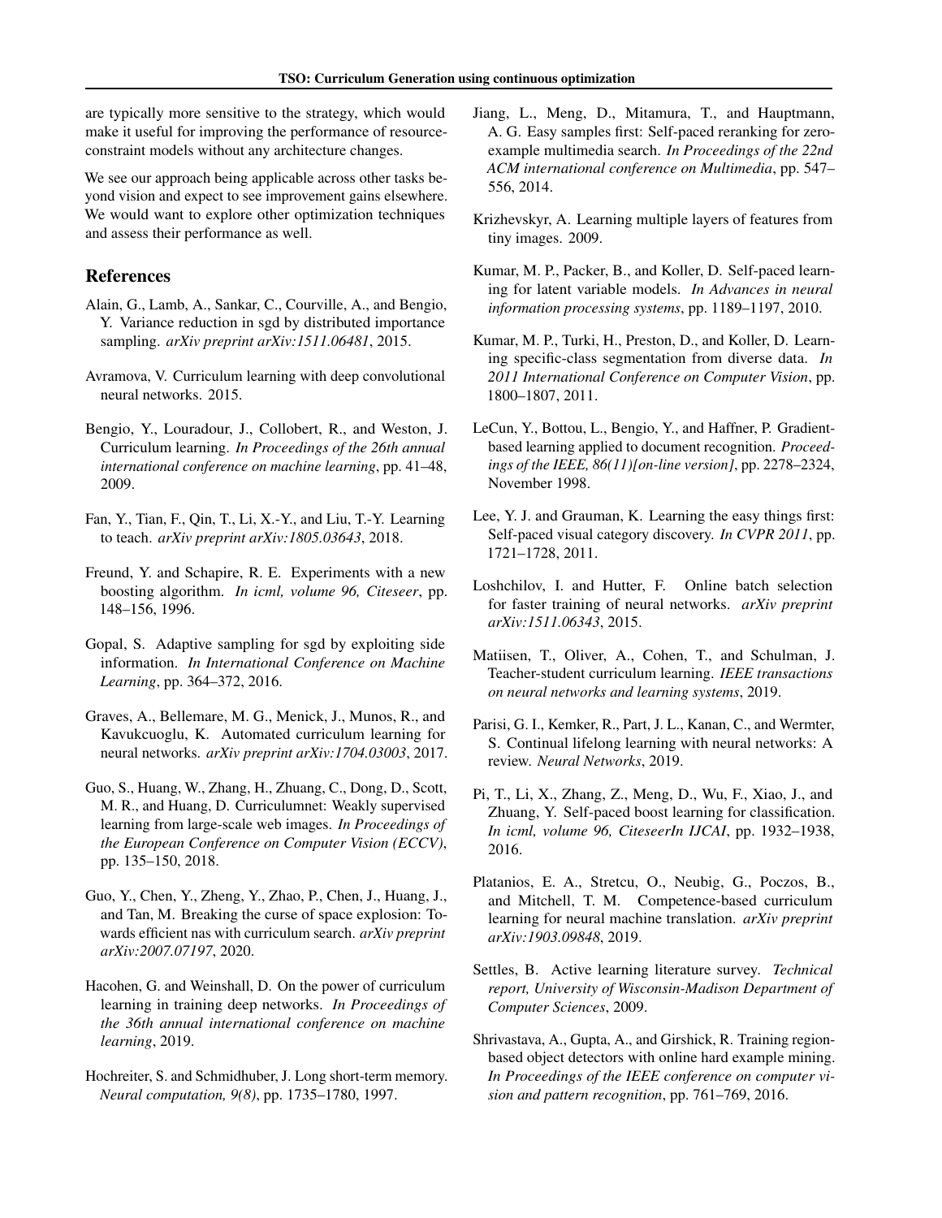are typically more sensitive to the strategy, which would make it useful for improving the performance of resource-constraint models without any architecture changes.

We see our approach being applicable across other tasks beyond vision and expect to see improvement gains elsewhere. We would want to explore other optimization techniques and assess their performance as well.

## References

Alain, G., Lamb, A., Sankar, C., Courville, A., and Bengio, Y. Variance reduction in sgd by distributed importance sampling. *arXiv preprint arXiv:1511.06481*, 2015.

Avramova, V. Curriculum learning with deep convolutional neural networks. 2015.

Bengio, Y., Louradour, J., Collobert, R., and Weston, J. Curriculum learning. *In Proceedings of the 26th annual international conference on machine learning*, pp. 41–48, 2009.

Fan, Y., Tian, F., Qin, T., Li, X.-Y., and Liu, T.-Y. Learning to teach. *arXiv preprint arXiv:1805.03643*, 2018.

Freund, Y. and Schapire, R. E. Experiments with a new boosting algorithm. *In icml, volume 96, Citeseer*, pp. 148–156, 1996.

Gopal, S. Adaptive sampling for sgd by exploiting side information. *In International Conference on Machine Learning*, pp. 364–372, 2016.

Graves, A., Bellemare, M. G., Menick, J., Munos, R., and Kavukcuoglu, K. Automated curriculum learning for neural networks. *arXiv preprint arXiv:1704.03003*, 2017.

Guo, S., Huang, W., Zhang, H., Zhuang, C., Dong, D., Scott, M. R., and Huang, D. Curriculumnet: Weakly supervised learning from large-scale web images. *In Proceedings of the European Conference on Computer Vision (ECCV)*, pp. 135–150, 2018.

Guo, Y., Chen, Y., Zheng, Y., Zhao, P., Chen, J., Huang, J., and Tan, M. Breaking the curse of space explosion: Towards efficient nas with curriculum search. *arXiv preprint arXiv:2007.07197*, 2020.

Hacohen, G. and Weinshall, D. On the power of curriculum learning in training deep networks. *In Proceedings of the 36th annual international conference on machine learning*, 2019.

Hochreiter, S. and Schmidhuber, J. Long short-term memory. *Neural computation, 9(8)*, pp. 1735–1780, 1997.

Jiang, L., Meng, D., Mitamura, T., and Hauptmann, A. G. Easy samples first: Self-paced reranking for zero-example multimedia search. *In Proceedings of the 22nd ACM international conference on Multimedia*, pp. 547–556, 2014.

Krizhevskyr, A. Learning multiple layers of features from tiny images. 2009.

Kumar, M. P., Packer, B., and Koller, D. Self-paced learning for latent variable models. *In Advances in neural information processing systems*, pp. 1189–1197, 2010.

Kumar, M. P., Turki, H., Preston, D., and Koller, D. Learning specific-class segmentation from diverse data. *In 2011 International Conference on Computer Vision*, pp. 1800–1807, 2011.

LeCun, Y., Bottou, L., Bengio, Y., and Haffner, P. Gradient-based learning applied to document recognition. *Proceedings of the IEEE, 86(11)[on-line version]*, pp. 2278–2324, November 1998.

Lee, Y. J. and Grauman, K. Learning the easy things first: Self-paced visual category discovery. *In CVPR 2011*, pp. 1721–1728, 2011.

Loshchilov, I. and Hutter, F. Online batch selection for faster training of neural networks. *arXiv preprint arXiv:1511.06343*, 2015.

Matiisen, T., Oliver, A., Cohen, T., and Schulman, J. Teacher-student curriculum learning. *IEEE transactions on neural networks and learning systems*, 2019.

Parisi, G. I., Kemker, R., Part, J. L., Kanan, C., and Wermter, S. Continual lifelong learning with neural networks: A review. *Neural Networks*, 2019.

Pi, T., Li, X., Zhang, Z., Meng, D., Wu, F., Xiao, J., and Zhuang, Y. Self-paced boost learning for classification. *In icml, volume 96, CiteseerIn IJCAI*, pp. 1932–1938, 2016.

Platanios, E. A., Stretcu, O., Neubig, G., Poczos, B., and Mitchell, T. M. Competence-based curriculum learning for neural machine translation. *arXiv preprint arXiv:1903.09848*, 2019.

Settles, B. Active learning literature survey. *Technical report, University of Wisconsin-Madison Department of Computer Sciences*, 2009.

Shrivastava, A., Gupta, A., and Girshick, R. Training region-based object detectors with online hard example mining. *In Proceedings of the IEEE conference on computer vision and pattern recognition*, pp. 761–769, 2016.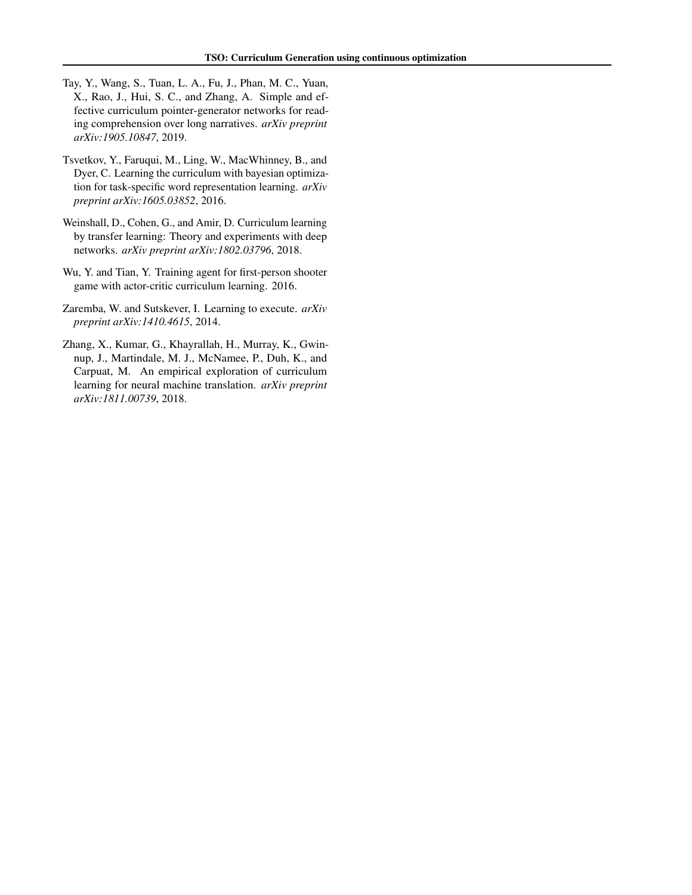Tay, Y., Wang, S., Tuan, L. A., Fu, J., Phan, M. C., Yuan, X., Rao, J., Hui, S. C., and Zhang, A. Simple and effective curriculum pointer-generator networks for reading comprehension over long narratives. *arXiv preprint arXiv:1905.10847*, 2019.

Tsvetkov, Y., Faruqui, M., Ling, W., MacWhinney, B., and Dyer, C. Learning the curriculum with bayesian optimization for task-specific word representation learning. *arXiv preprint arXiv:1605.03852*, 2016.

Weinshall, D., Cohen, G., and Amir, D. Curriculum learning by transfer learning: Theory and experiments with deep networks. *arXiv preprint arXiv:1802.03796*, 2018.

Wu, Y. and Tian, Y. Training agent for first-person shooter game with actor-critic curriculum learning. 2016.

Zaremba, W. and Sutskever, I. Learning to execute. *arXiv preprint arXiv:1410.4615*, 2014.

Zhang, X., Kumar, G., Khayrallah, H., Murray, K., Gwinnup, J., Martindale, M. J., McNamee, P., Duh, K., and Carpuat, M. An empirical exploration of curriculum learning for neural machine translation. *arXiv preprint arXiv:1811.00739*, 2018.